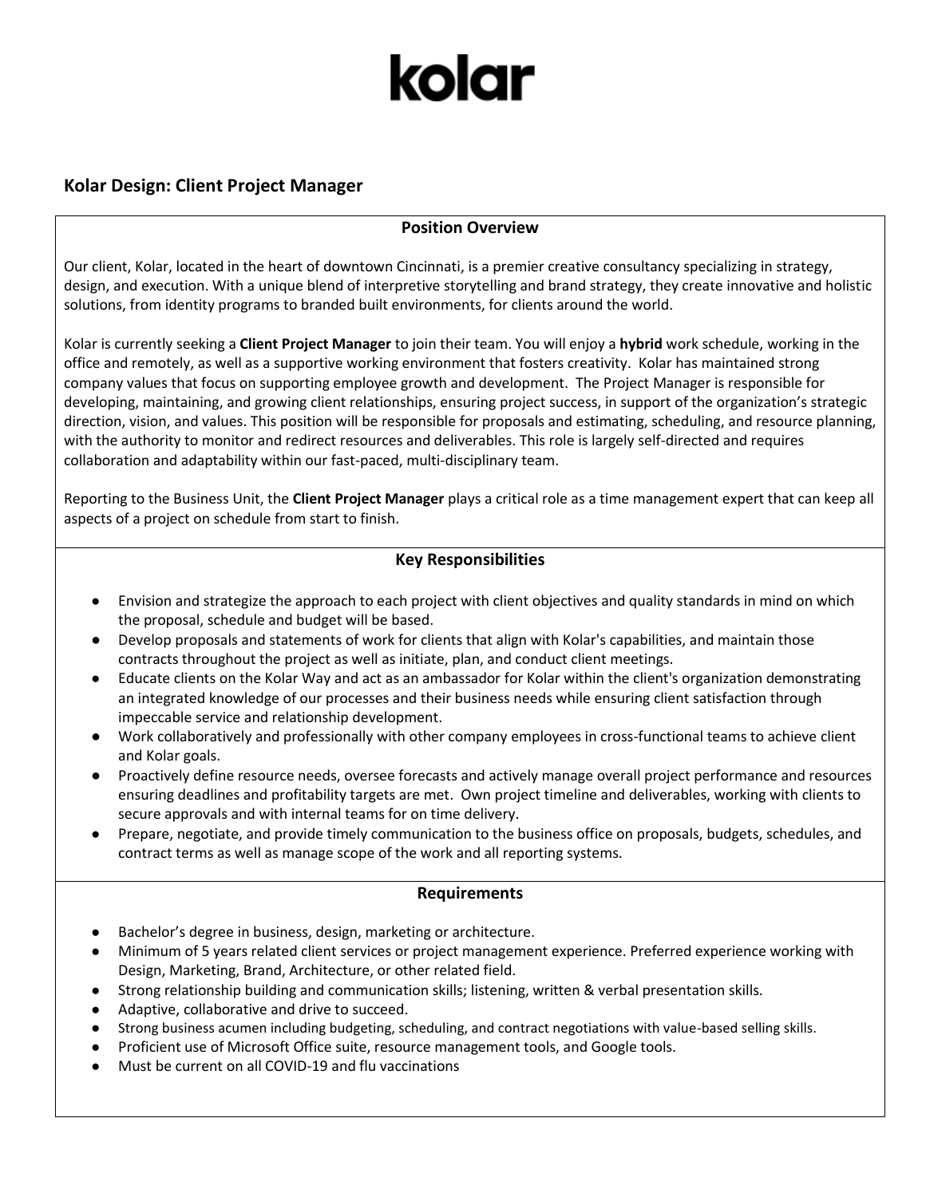# kolar

## Kolar Design: Client Project Manager

### Position Overview

Our client, Kolar, located in the heart of downtown Cincinnati, is a premier creative consultancy specializing in strategy, design, and execution. With a unique blend of interpretive storytelling and brand strategy, they create innovative and holistic solutions, from identity programs to branded built environments, for clients around the world.

Kolar is currently seeking a **Client Project Manager** to join their team. You will enjoy a **hybrid** work schedule, working in the office and remotely, as well as a supportive working environment that fosters creativity. Kolar has maintained strong company values that focus on supporting employee growth and development. The Project Manager is responsible for developing, maintaining, and growing client relationships, ensuring project success, in support of the organization's strategic direction, vision, and values. This position will be responsible for proposals and estimating, scheduling, and resource planning, with the authority to monitor and redirect resources and deliverables. This role is largely self-directed and requires collaboration and adaptability within our fast-paced, multi-disciplinary team.

Reporting to the Business Unit, the **Client Project Manager** plays a critical role as a time management expert that can keep all aspects of a project on schedule from start to finish.

### Key Responsibilities

- Envision and strategize the approach to each project with client objectives and quality standards in mind on which the proposal, schedule and budget will be based.
- Develop proposals and statements of work for clients that align with Kolar's capabilities, and maintain those contracts throughout the project as well as initiate, plan, and conduct client meetings.
- Educate clients on the Kolar Way and act as an ambassador for Kolar within the client's organization demonstrating an integrated knowledge of our processes and their business needs while ensuring client satisfaction through impeccable service and relationship development.
- Work collaboratively and professionally with other company employees in cross-functional teams to achieve client and Kolar goals.
- Proactively define resource needs, oversee forecasts and actively manage overall project performance and resources ensuring deadlines and profitability targets are met. Own project timeline and deliverables, working with clients to secure approvals and with internal teams for on time delivery.
- Prepare, negotiate, and provide timely communication to the business office on proposals, budgets, schedules, and contract terms as well as manage scope of the work and all reporting systems.

### Requirements

- Bachelor's degree in business, design, marketing or architecture.
- Minimum of 5 years related client services or project management experience. Preferred experience working with Design, Marketing, Brand, Architecture, or other related field.
- Strong relationship building and communication skills; listening, written & verbal presentation skills.
- Adaptive, collaborative and drive to succeed.
- Strong business acumen including budgeting, scheduling, and contract negotiations with value-based selling skills.
- Proficient use of Microsoft Office suite, resource management tools, and Google tools.
- Must be current on all COVID-19 and flu vaccinations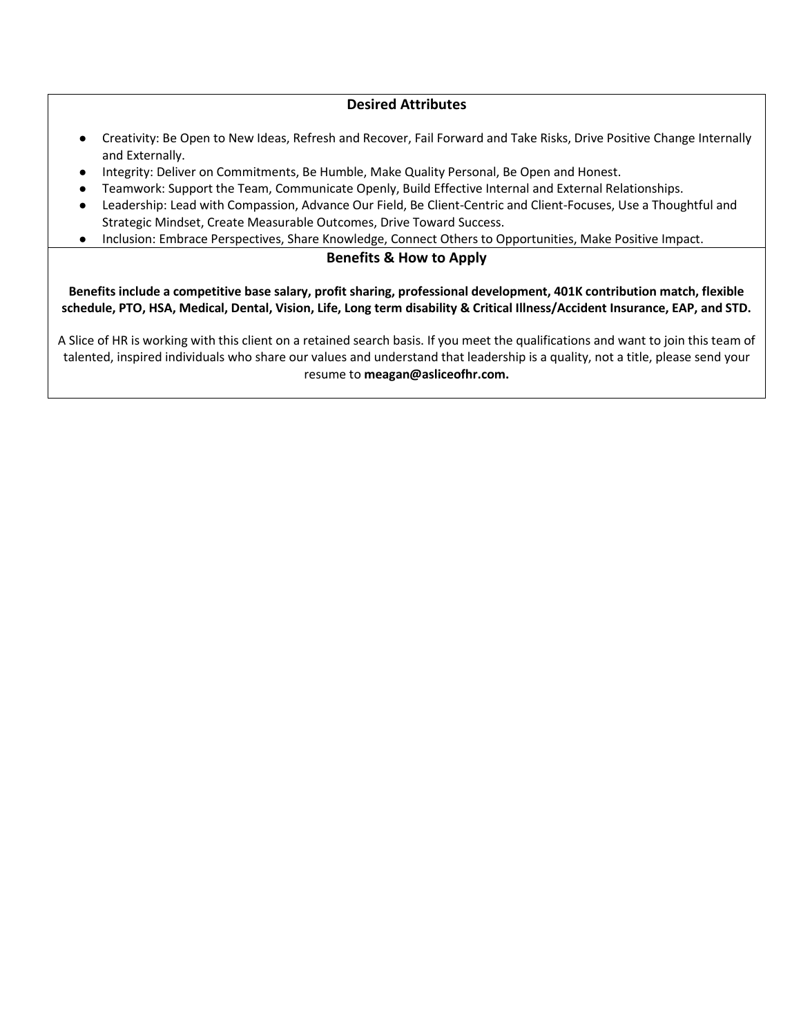## Desired Attributes

- Creativity: Be Open to New Ideas, Refresh and Recover, Fail Forward and Take Risks, Drive Positive Change Internally and Externally.
- Integrity: Deliver on Commitments, Be Humble, Make Quality Personal, Be Open and Honest.
- Teamwork: Support the Team, Communicate Openly, Build Effective Internal and External Relationships.
- Leadership: Lead with Compassion, Advance Our Field, Be Client-Centric and Client-Focuses, Use a Thoughtful and Strategic Mindset, Create Measurable Outcomes, Drive Toward Success.
- Inclusion: Embrace Perspectives, Share Knowledge, Connect Others to Opportunities, Make Positive Impact.

## Benefits & How to Apply

**Benefits include a competitive base salary, profit sharing, professional development, 401K contribution match, flexible schedule, PTO, HSA, Medical, Dental, Vision, Life, Long term disability & Critical Illness/Accident Insurance, EAP, and STD.**

A Slice of HR is working with this client on a retained search basis. If you meet the qualifications and want to join this team of talented, inspired individuals who share our values and understand that leadership is a quality, not a title, please send your resume to **meagan@asliceofhr.com.**